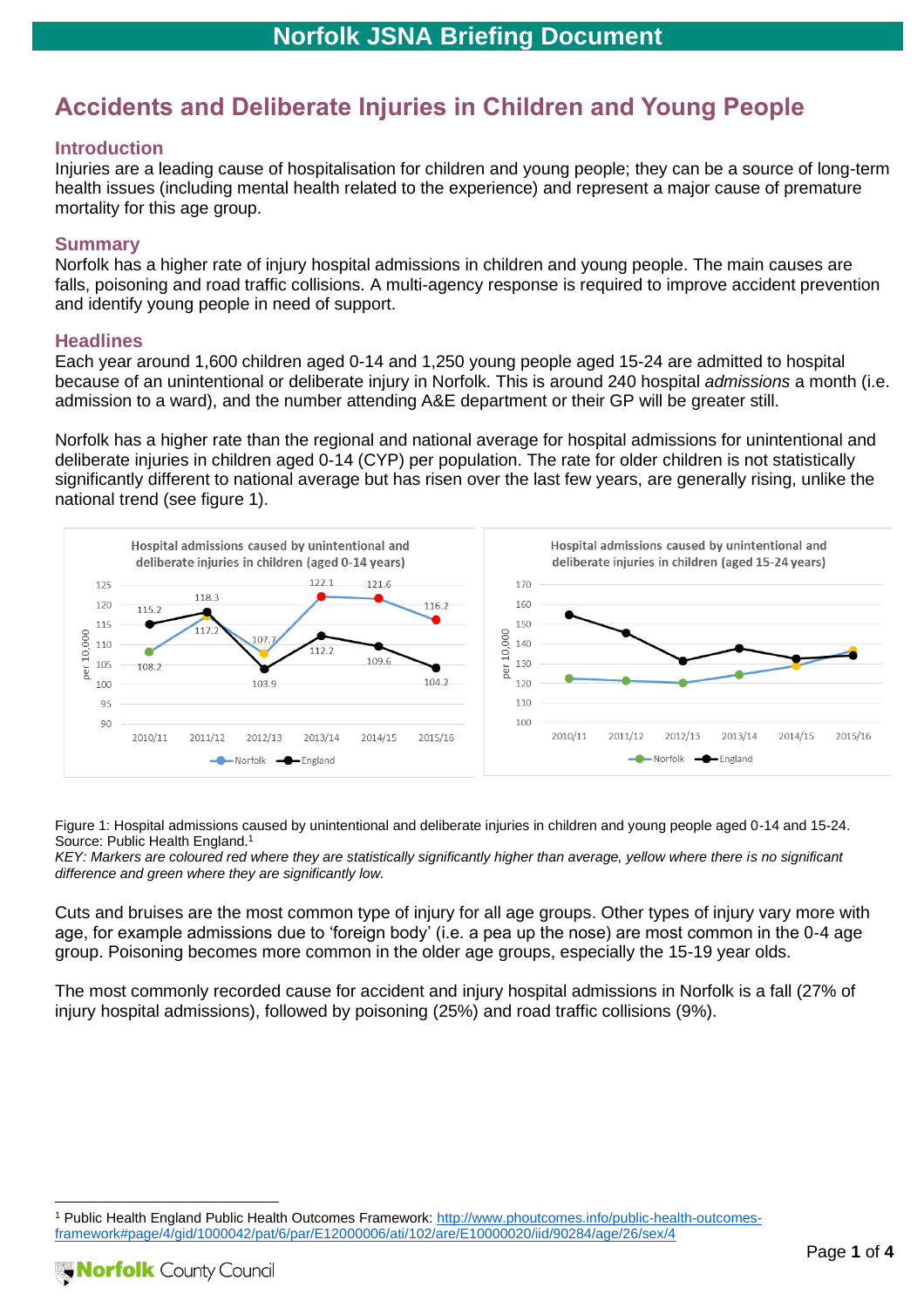# Accidents and Deliberate Injuries in Children and Young People

## Introduction

Injuries are a leading cause of hospitalisation for children and young people; they can be a source of long-term health issues (including mental health related to the experience) and represent a major cause of premature mortality for this age group.

## Summary

Norfolk has a higher rate of injury hospital admissions in children and young people. The main causes are falls, poisoning and road traffic collisions. A multi-agency response is required to improve accident prevention and identify young people in need of support.

## Headlines

Each year around 1,600 children aged 0-14 and 1,250 young people aged 15-24 are admitted to hospital because of an unintentional or deliberate injury in Norfolk. This is around 240 hospital *admissions* a month (i.e. admission to a ward), and the number attending A&E department or their GP will be greater still.

Norfolk has a higher rate than the regional and national average for hospital admissions for unintentional and deliberate injuries in children aged 0-14 (CYP) per population. The rate for older children is not statistically significantly different to national average but has risen over the last few years, are generally rising, unlike the national trend (see figure 1).

**Hospital admissions caused by unintentional and deliberate injuries in children (aged 0-14 years)** (per 10,000)

| | 2010/11 | 2011/12 | 2012/13 | 2013/14 | 2014/15 | 2015/16 |
|---|---|---|---|---|---|---|
| Norfolk | 108.2 | 117.2 | 107.7 | 122.1 | 121.6 | 116.2 |
| England | 115.2 | 118.3 | 103.9 | 112.2 | 109.6 | 104.2 |

**Hospital admissions caused by unintentional and deliberate injuries in children (aged 15-24 years)** (per 10,000)

Chart with series Norfolk and England, 2010/11 to 2015/16 (no data labels shown).

Figure 1: Hospital admissions caused by unintentional and deliberate injuries in children and young people aged 0-14 and 15-24. Source: Public Health England.[1]

*KEY: Markers are coloured red where they are statistically significantly higher than average, yellow where there is no significant difference and green where they are significantly low.*

Cuts and bruises are the most common type of injury for all age groups. Other types of injury vary more with age, for example admissions due to 'foreign body' (i.e. a pea up the nose) are most common in the 0-4 age group. Poisoning becomes more common in the older age groups, especially the 15-19 year olds.

The most commonly recorded cause for accident and injury hospital admissions in Norfolk is a fall (27% of injury hospital admissions), followed by poisoning (25%) and road traffic collisions (9%).

---

[1] Public Health England Public Health Outcomes Framework: http://www.phoutcomes.info/public-health-outcomes-framework#page/4/gid/1000042/pat/6/par/E12000006/ati/102/are/E10000020/iid/90284/age/26/sex/4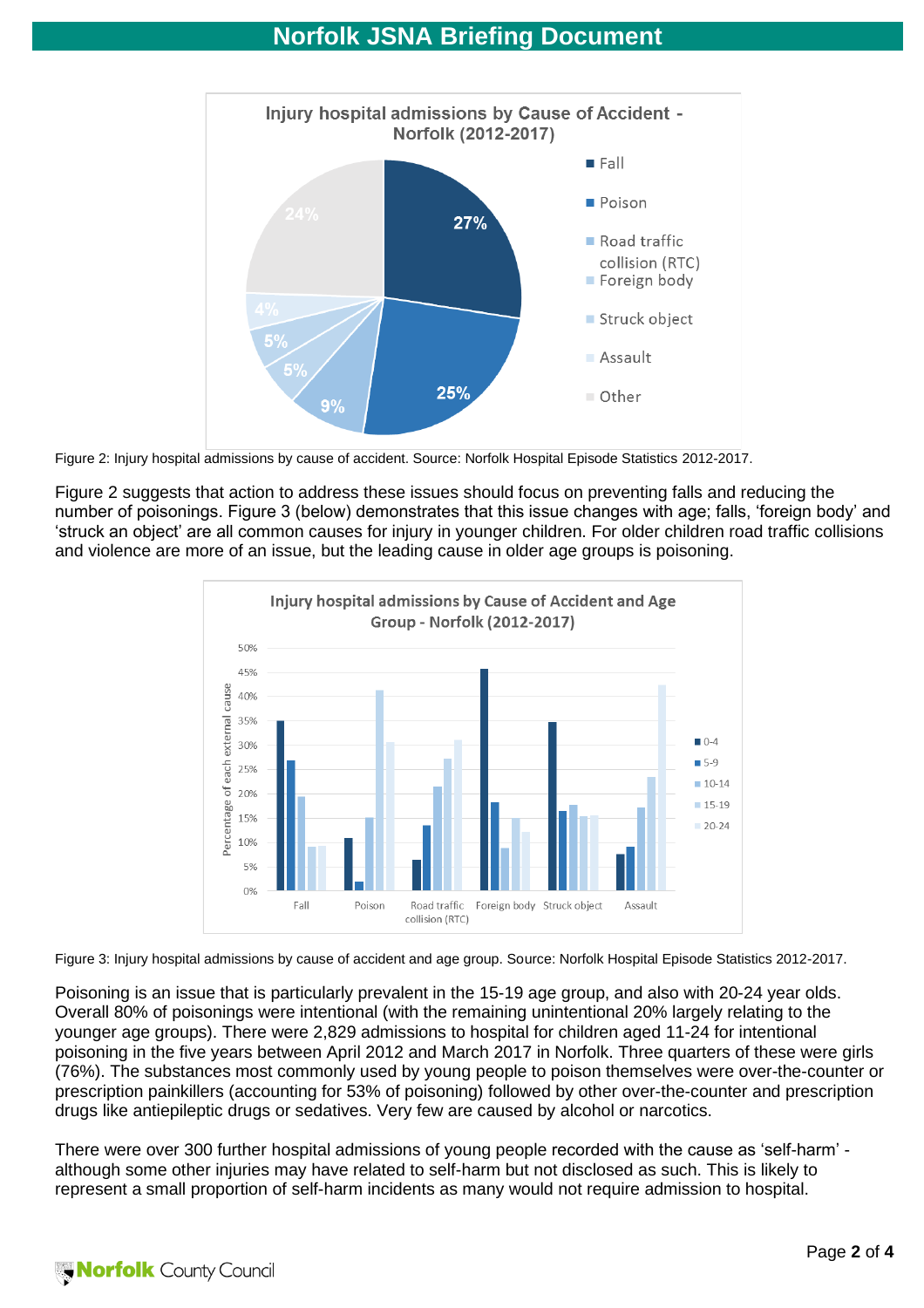Figure 2: Injury hospital admissions by cause of accident. Source: Norfolk Hospital Episode Statistics 2012-2017.

Figure 2 suggests that action to address these issues should focus on preventing falls and reducing the number of poisonings. Figure 3 (below) demonstrates that this issue changes with age; falls, 'foreign body' and 'struck an object' are all common causes for injury in younger children. For older children road traffic collisions and violence are more of an issue, but the leading cause in older age groups is poisoning.

Figure 3: Injury hospital admissions by cause of accident and age group. Source: Norfolk Hospital Episode Statistics 2012-2017.

Poisoning is an issue that is particularly prevalent in the 15-19 age group, and also with 20-24 year olds. Overall 80% of poisonings were intentional (with the remaining unintentional 20% largely relating to the younger age groups). There were 2,829 admissions to hospital for children aged 11-24 for intentional poisoning in the five years between April 2012 and March 2017 in Norfolk. Three quarters of these were girls (76%). The substances most commonly used by young people to poison themselves were over-the-counter or prescription painkillers (accounting for 53% of poisoning) followed by other over-the-counter and prescription drugs like antiepileptic drugs or sedatives. Very few are caused by alcohol or narcotics.

There were over 300 further hospital admissions of young people recorded with the cause as 'self-harm' - although some other injuries may have related to self-harm but not disclosed as such. This is likely to represent a small proportion of self-harm incidents as many would not require admission to hospital.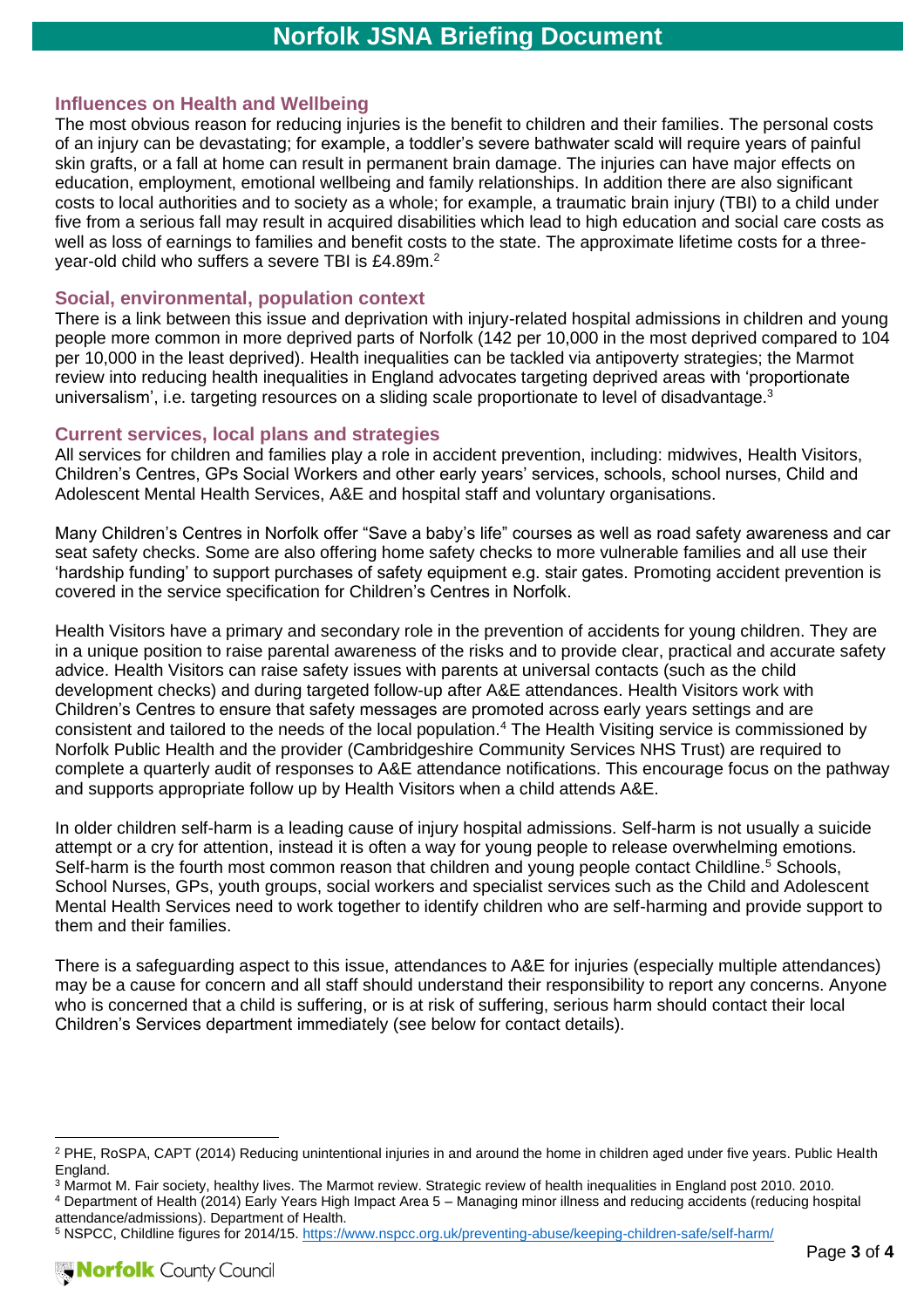### Influences on Health and Wellbeing

The most obvious reason for reducing injuries is the benefit to children and their families. The personal costs of an injury can be devastating; for example, a toddler's severe bathwater scald will require years of painful skin grafts, or a fall at home can result in permanent brain damage. The injuries can have major effects on education, employment, emotional wellbeing and family relationships. In addition there are also significant costs to local authorities and to society as a whole; for example, a traumatic brain injury (TBI) to a child under five from a serious fall may result in acquired disabilities which lead to high education and social care costs as well as loss of earnings to families and benefit costs to the state. The approximate lifetime costs for a three-year-old child who suffers a severe TBI is £4.89m.[2]

### Social, environmental, population context

There is a link between this issue and deprivation with injury-related hospital admissions in children and young people more common in more deprived parts of Norfolk (142 per 10,000 in the most deprived compared to 104 per 10,000 in the least deprived). Health inequalities can be tackled via antipoverty strategies; the Marmot review into reducing health inequalities in England advocates targeting deprived areas with 'proportionate universalism', i.e. targeting resources on a sliding scale proportionate to level of disadvantage.[3]

### Current services, local plans and strategies

All services for children and families play a role in accident prevention, including: midwives, Health Visitors, Children's Centres, GPs Social Workers and other early years' services, schools, school nurses, Child and Adolescent Mental Health Services, A&E and hospital staff and voluntary organisations.

Many Children's Centres in Norfolk offer "Save a baby's life" courses as well as road safety awareness and car seat safety checks. Some are also offering home safety checks to more vulnerable families and all use their 'hardship funding' to support purchases of safety equipment e.g. stair gates. Promoting accident prevention is covered in the service specification for Children's Centres in Norfolk.

Health Visitors have a primary and secondary role in the prevention of accidents for young children. They are in a unique position to raise parental awareness of the risks and to provide clear, practical and accurate safety advice. Health Visitors can raise safety issues with parents at universal contacts (such as the child development checks) and during targeted follow-up after A&E attendances. Health Visitors work with Children's Centres to ensure that safety messages are promoted across early years settings and are consistent and tailored to the needs of the local population.[4] The Health Visiting service is commissioned by Norfolk Public Health and the provider (Cambridgeshire Community Services NHS Trust) are required to complete a quarterly audit of responses to A&E attendance notifications. This encourage focus on the pathway and supports appropriate follow up by Health Visitors when a child attends A&E.

In older children self-harm is a leading cause of injury hospital admissions. Self-harm is not usually a suicide attempt or a cry for attention, instead it is often a way for young people to release overwhelming emotions. Self-harm is the fourth most common reason that children and young people contact Childline.[5] Schools, School Nurses, GPs, youth groups, social workers and specialist services such as the Child and Adolescent Mental Health Services need to work together to identify children who are self-harming and provide support to them and their families.

There is a safeguarding aspect to this issue, attendances to A&E for injuries (especially multiple attendances) may be a cause for concern and all staff should understand their responsibility to report any concerns. Anyone who is concerned that a child is suffering, or is at risk of suffering, serious harm should contact their local Children's Services department immediately (see below for contact details).

---

[2] PHE, RoSPA, CAPT (2014) Reducing unintentional injuries in and around the home in children aged under five years. Public Health England.

[3] Marmot M. Fair society, healthy lives. The Marmot review. Strategic review of health inequalities in England post 2010. 2010.

[4] Department of Health (2014) Early Years High Impact Area 5 – Managing minor illness and reducing accidents (reducing hospital attendance/admissions). Department of Health.

[5] NSPCC, Childline figures for 2014/15. https://www.nspcc.org.uk/preventing-abuse/keeping-children-safe/self-harm/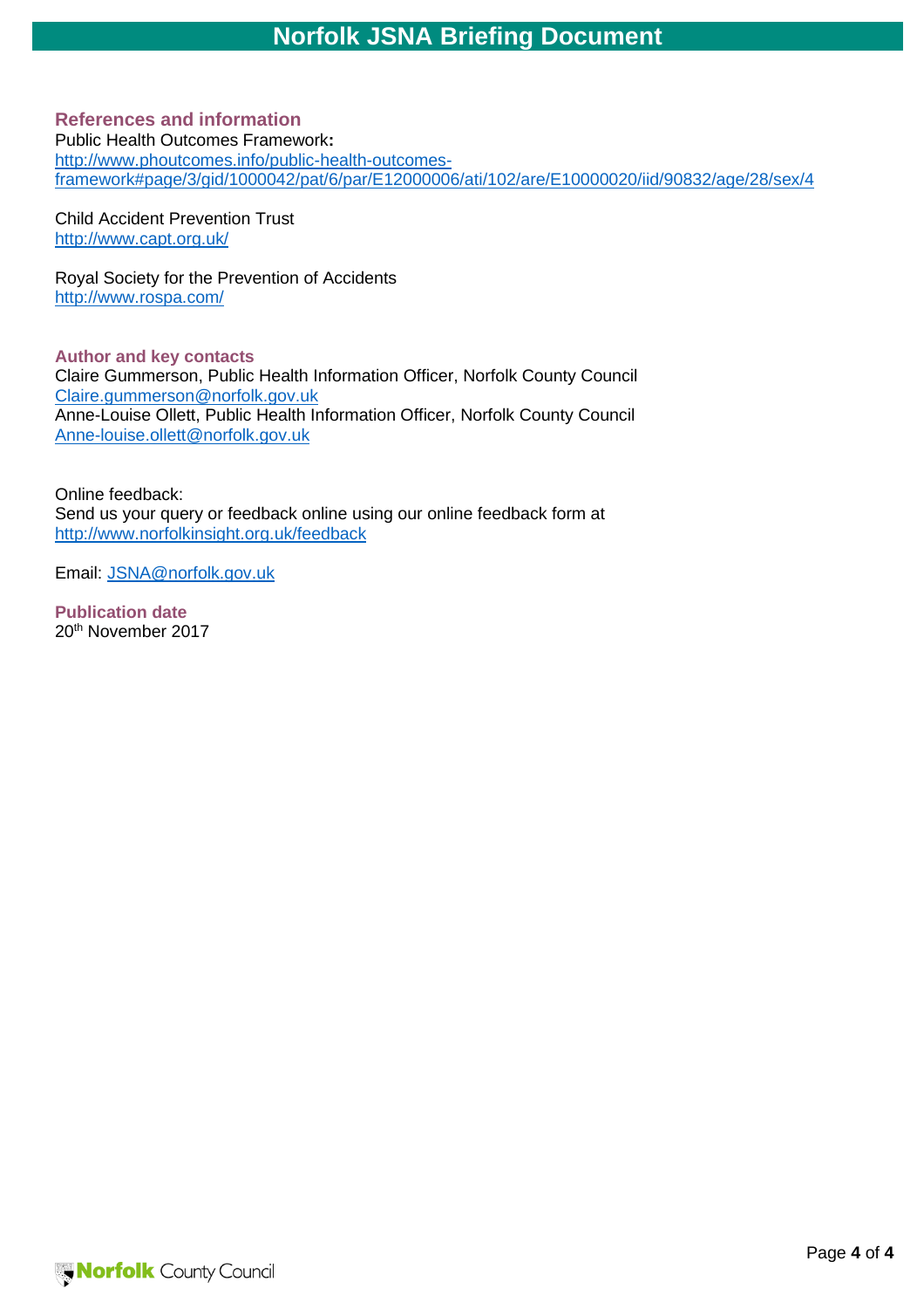## References and information

Public Health Outcomes Framework**:**
http://www.phoutcomes.info/public-health-outcomes-framework#page/3/gid/1000042/pat/6/par/E12000006/ati/102/are/E10000020/iid/90832/age/28/sex/4

Child Accident Prevention Trust
http://www.capt.org.uk/

Royal Society for the Prevention of Accidents
http://www.rospa.com/

## Author and key contacts

Claire Gummerson, Public Health Information Officer, Norfolk County Council
Claire.gummerson@norfolk.gov.uk
Anne-Louise Ollett, Public Health Information Officer, Norfolk County Council
Anne-louise.ollett@norfolk.gov.uk

Online feedback:
Send us your query or feedback online using our online feedback form at
http://www.norfolkinsight.org.uk/feedback

Email: JSNA@norfolk.gov.uk

## Publication date

20th November 2017